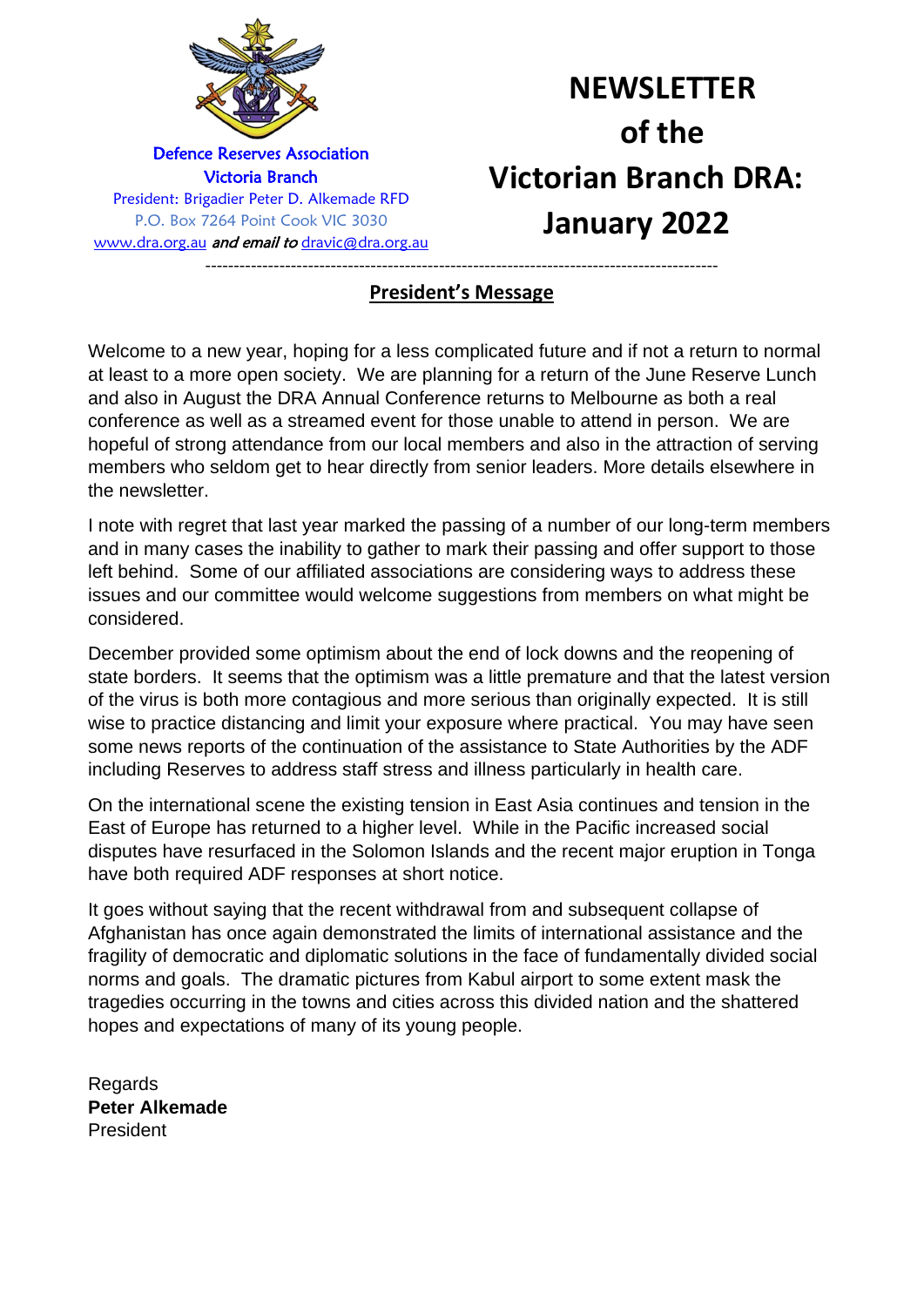Defence Reserves Association
Victoria Branch
President: Brigadier Peter D. Alkemade RFD
P.O. Box 7264 Point Cook VIC 3030
[www.dra.org.au](http://www.dra.org.au) *and email to* [dravic@dra.org.au](mailto:dravic@dra.org.au)

# NEWSLETTER of the Victorian Branch DRA: January 2022

---

## President's Message

Welcome to a new year, hoping for a less complicated future and if not a return to normal at least to a more open society. We are planning for a return of the June Reserve Lunch and also in August the DRA Annual Conference returns to Melbourne as both a real conference as well as a streamed event for those unable to attend in person. We are hopeful of strong attendance from our local members and also in the attraction of serving members who seldom get to hear directly from senior leaders. More details elsewhere in the newsletter.

I note with regret that last year marked the passing of a number of our long-term members and in many cases the inability to gather to mark their passing and offer support to those left behind. Some of our affiliated associations are considering ways to address these issues and our committee would welcome suggestions from members on what might be considered.

December provided some optimism about the end of lock downs and the reopening of state borders. It seems that the optimism was a little premature and that the latest version of the virus is both more contagious and more serious than originally expected. It is still wise to practice distancing and limit your exposure where practical. You may have seen some news reports of the continuation of the assistance to State Authorities by the ADF including Reserves to address staff stress and illness particularly in health care.

On the international scene the existing tension in East Asia continues and tension in the East of Europe has returned to a higher level. While in the Pacific increased social disputes have resurfaced in the Solomon Islands and the recent major eruption in Tonga have both required ADF responses at short notice.

It goes without saying that the recent withdrawal from and subsequent collapse of Afghanistan has once again demonstrated the limits of international assistance and the fragility of democratic and diplomatic solutions in the face of fundamentally divided social norms and goals. The dramatic pictures from Kabul airport to some extent mask the tragedies occurring in the towns and cities across this divided nation and the shattered hopes and expectations of many of its young people.

Regards
**Peter Alkemade**
President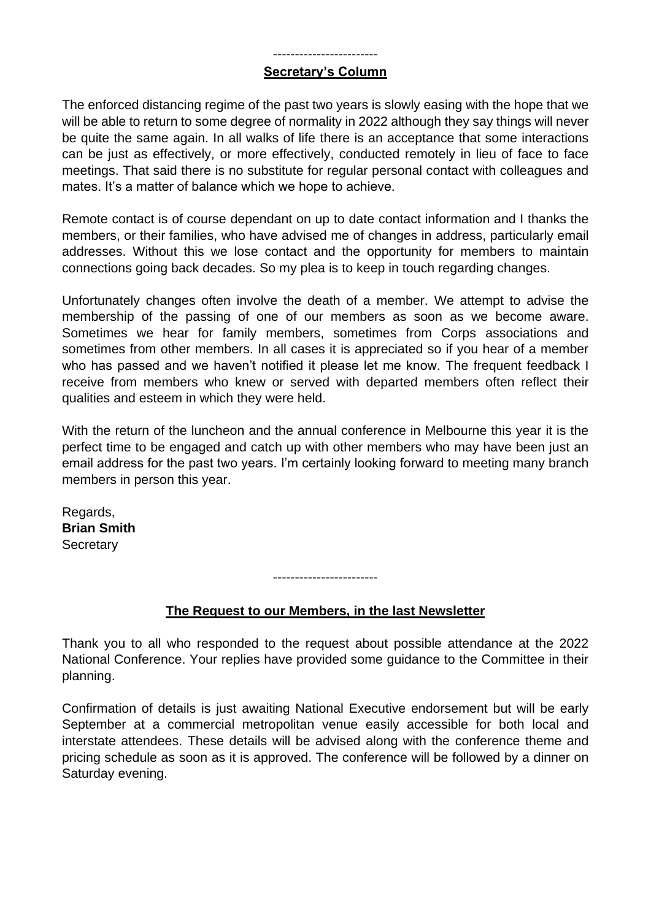------------------------

## Secretary's Column

The enforced distancing regime of the past two years is slowly easing with the hope that we will be able to return to some degree of normality in 2022 although they say things will never be quite the same again. In all walks of life there is an acceptance that some interactions can be just as effectively, or more effectively, conducted remotely in lieu of face to face meetings. That said there is no substitute for regular personal contact with colleagues and mates. It's a matter of balance which we hope to achieve.

Remote contact is of course dependant on up to date contact information and I thanks the members, or their families, who have advised me of changes in address, particularly email addresses. Without this we lose contact and the opportunity for members to maintain connections going back decades. So my plea is to keep in touch regarding changes.

Unfortunately changes often involve the death of a member. We attempt to advise the membership of the passing of one of our members as soon as we become aware. Sometimes we hear for family members, sometimes from Corps associations and sometimes from other members. In all cases it is appreciated so if you hear of a member who has passed and we haven't notified it please let me know. The frequent feedback I receive from members who knew or served with departed members often reflect their qualities and esteem in which they were held.

With the return of the luncheon and the annual conference in Melbourne this year it is the perfect time to be engaged and catch up with other members who may have been just an email address for the past two years. I'm certainly looking forward to meeting many branch members in person this year.

Regards,
**Brian Smith**
Secretary

------------------------

## The Request to our Members, in the last Newsletter

Thank you to all who responded to the request about possible attendance at the 2022 National Conference. Your replies have provided some guidance to the Committee in their planning.

Confirmation of details is just awaiting National Executive endorsement but will be early September at a commercial metropolitan venue easily accessible for both local and interstate attendees. These details will be advised along with the conference theme and pricing schedule as soon as it is approved. The conference will be followed by a dinner on Saturday evening.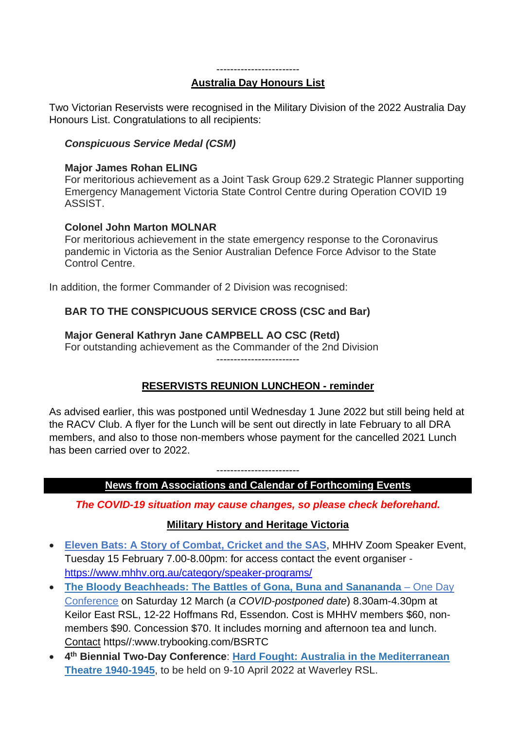------------------------

## Australia Day Honours List

Two Victorian Reservists were recognised in the Military Division of the 2022 Australia Day Honours List. Congratulations to all recipients:

***Conspicuous Service Medal (CSM)***

**Major James Rohan ELING**
For meritorious achievement as a Joint Task Group 629.2 Strategic Planner supporting Emergency Management Victoria State Control Centre during Operation COVID 19 ASSIST.

**Colonel John Marton MOLNAR**
For meritorious achievement in the state emergency response to the Coronavirus pandemic in Victoria as the Senior Australian Defence Force Advisor to the State Control Centre.

In addition, the former Commander of 2 Division was recognised:

**BAR TO THE CONSPICUOUS SERVICE CROSS (CSC and Bar)**

**Major General Kathryn Jane CAMPBELL AO CSC (Retd)**
For outstanding achievement as the Commander of the 2nd Division

------------------------

## RESERVISTS REUNION LUNCHEON - reminder

As advised earlier, this was postponed until Wednesday 1 June 2022 but still being held at the RACV Club. A flyer for the Lunch will be sent out directly in late February to all DRA members, and also to those non-members whose payment for the cancelled 2021 Lunch has been carried over to 2022.

------------------------

## News from Associations and Calendar of Forthcoming Events

***The COVID-19 situation may cause changes, so please check beforehand.***

### Military History and Heritage Victoria

- **Eleven Bats: A Story of Combat, Cricket and the SAS**, MHHV Zoom Speaker Event, Tuesday 15 February 7.00-8.00pm: for access contact the event organiser - https://www.mhhv.org.au/category/speaker-programs/
- **The Bloody Beachheads: The Battles of Gona, Buna and Sanananda** – One Day Conference on Saturday 12 March (*a COVID-postponed date*) 8.30am-4.30pm at Keilor East RSL, 12-22 Hoffmans Rd, Essendon. Cost is MHHV members $60, non-members $90. Concession $70. It includes morning and afternoon tea and lunch. Contact https//:www.trybooking.com/BSRTC
- **4th Biennial Two-Day Conference**: **Hard Fought: Australia in the Mediterranean Theatre 1940-1945**, to be held on 9-10 April 2022 at Waverley RSL.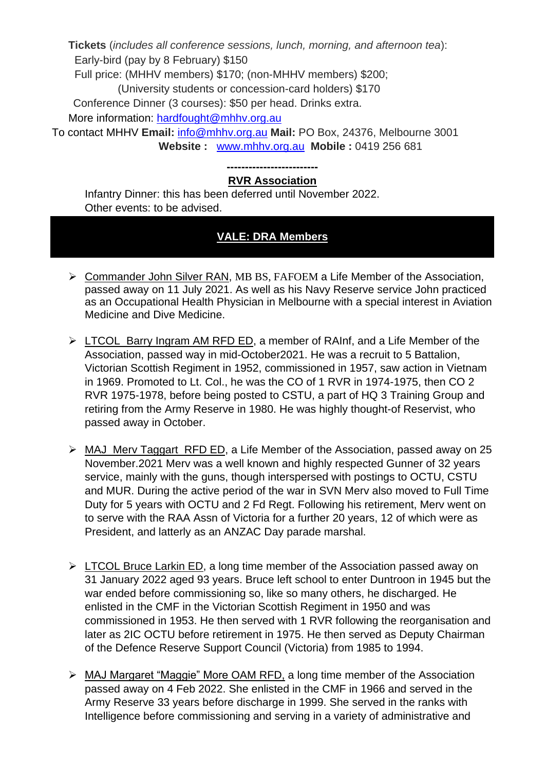**Tickets** (*includes all conference sessions, lunch, morning, and afternoon tea*):
Early-bird (pay by 8 February) $150
Full price: (MHHV members) $170; (non-MHHV members) $200;
(University students or concession-card holders) $170
Conference Dinner (3 courses): $50 per head. Drinks extra.
More information: hardfought@mhhv.org.au

To contact MHHV **Email:** info@mhhv.org.au **Mail:** PO Box, 24376, Melbourne 3001
**Website :** www.mhhv.org.au **Mobile :** 0419 256 681

**------------------------**

**RVR Association**

Infantry Dinner: this has been deferred until November 2022.
Other events: to be advised.

## VALE: DRA Members

- Commander John Silver RAN, MB BS, FAFOEM a Life Member of the Association, passed away on 11 July 2021. As well as his Navy Reserve service John practiced as an Occupational Health Physician in Melbourne with a special interest in Aviation Medicine and Dive Medicine.

- LTCOL Barry Ingram AM RFD ED, a member of RAInf, and a Life Member of the Association, passed way in mid-October2021. He was a recruit to 5 Battalion, Victorian Scottish Regiment in 1952, commissioned in 1957, saw action in Vietnam in 1969. Promoted to Lt. Col., he was the CO of 1 RVR in 1974-1975, then CO 2 RVR 1975-1978, before being posted to CSTU, a part of HQ 3 Training Group and retiring from the Army Reserve in 1980. He was highly thought-of Reservist, who passed away in October.

- MAJ Merv Taggart RFD ED, a Life Member of the Association, passed away on 25 November.2021 Merv was a well known and highly respected Gunner of 32 years service, mainly with the guns, though interspersed with postings to OCTU, CSTU and MUR. During the active period of the war in SVN Merv also moved to Full Time Duty for 5 years with OCTU and 2 Fd Regt. Following his retirement, Merv went on to serve with the RAA Assn of Victoria for a further 20 years, 12 of which were as President, and latterly as an ANZAC Day parade marshal.

- LTCOL Bruce Larkin ED, a long time member of the Association passed away on 31 January 2022 aged 93 years. Bruce left school to enter Duntroon in 1945 but the war ended before commissioning so, like so many others, he discharged. He enlisted in the CMF in the Victorian Scottish Regiment in 1950 and was commissioned in 1953. He then served with 1 RVR following the reorganisation and later as 2IC OCTU before retirement in 1975. He then served as Deputy Chairman of the Defence Reserve Support Council (Victoria) from 1985 to 1994.

- MAJ Margaret "Maggie" More OAM RFD, a long time member of the Association passed away on 4 Feb 2022. She enlisted in the CMF in 1966 and served in the Army Reserve 33 years before discharge in 1999. She served in the ranks with Intelligence before commissioning and serving in a variety of administrative and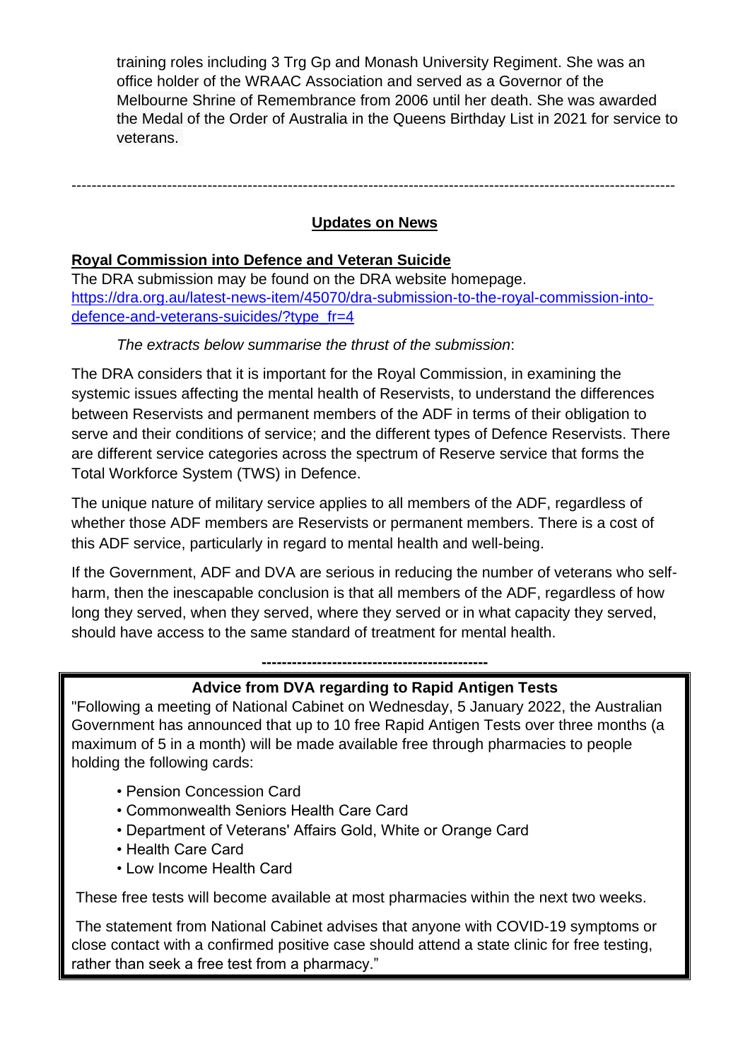training roles including 3 Trg Gp and Monash University Regiment. She was an office holder of the WRAAC Association and served as a Governor of the Melbourne Shrine of Remembrance from 2006 until her death. She was awarded the Medal of the Order of Australia in the Queens Birthday List in 2021 for service to veterans.

---

## Updates on News

### Royal Commission into Defence and Veteran Suicide

The DRA submission may be found on the DRA website homepage.
[https://dra.org.au/latest-news-item/45070/dra-submission-to-the-royal-commission-into-defence-and-veterans-suicides/?type_fr=4](https://dra.org.au/latest-news-item/45070/dra-submission-to-the-royal-commission-into-defence-and-veterans-suicides/?type_fr=4)

*The extracts below summarise the thrust of the submission*:

The DRA considers that it is important for the Royal Commission, in examining the systemic issues affecting the mental health of Reservists, to understand the differences between Reservists and permanent members of the ADF in terms of their obligation to serve and their conditions of service; and the different types of Defence Reservists. There are different service categories across the spectrum of Reserve service that forms the Total Workforce System (TWS) in Defence.

The unique nature of military service applies to all members of the ADF, regardless of whether those ADF members are Reservists or permanent members. There is a cost of this ADF service, particularly in regard to mental health and well-being.

If the Government, ADF and DVA are serious in reducing the number of veterans who self-harm, then the inescapable conclusion is that all members of the ADF, regardless of how long they served, when they served, where they served or in what capacity they served, should have access to the same standard of treatment for mental health.

---

**Advice from DVA regarding to Rapid Antigen Tests**

"Following a meeting of National Cabinet on Wednesday, 5 January 2022, the Australian Government has announced that up to 10 free Rapid Antigen Tests over three months (a maximum of 5 in a month) will be made available free through pharmacies to people holding the following cards:

- Pension Concession Card
- Commonwealth Seniors Health Care Card
- Department of Veterans' Affairs Gold, White or Orange Card
- Health Care Card
- Low Income Health Card

These free tests will become available at most pharmacies within the next two weeks.

The statement from National Cabinet advises that anyone with COVID-19 symptoms or close contact with a confirmed positive case should attend a state clinic for free testing, rather than seek a free test from a pharmacy."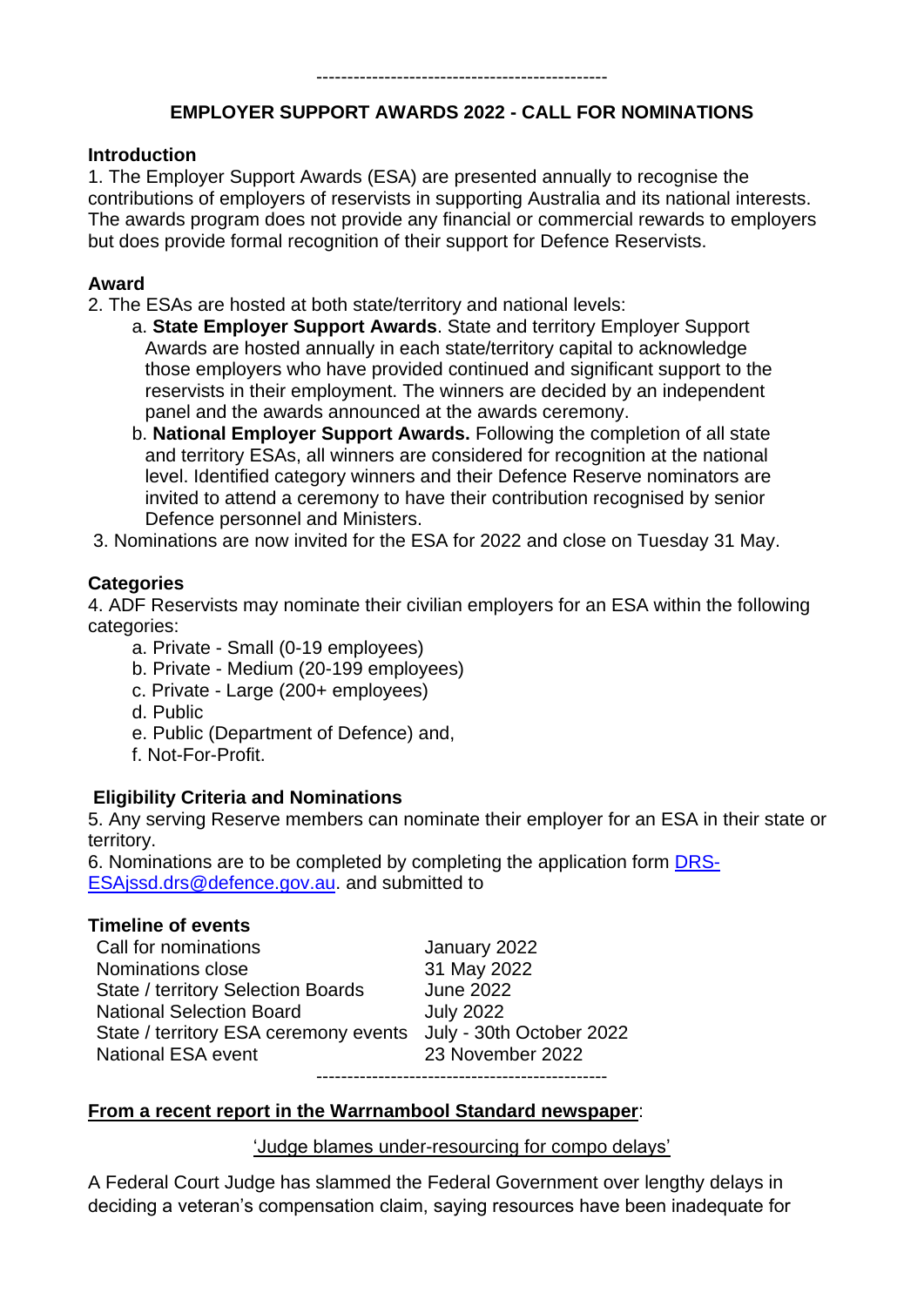-----------------------------------------------

**EMPLOYER SUPPORT AWARDS 2022 - CALL FOR NOMINATIONS**

**Introduction**

1. The Employer Support Awards (ESA) are presented annually to recognise the contributions of employers of reservists in supporting Australia and its national interests. The awards program does not provide any financial or commercial rewards to employers but does provide formal recognition of their support for Defence Reservists.

**Award**

2. The ESAs are hosted at both state/territory and national levels:

   a. **State Employer Support Awards**. State and territory Employer Support Awards are hosted annually in each state/territory capital to acknowledge those employers who have provided continued and significant support to the reservists in their employment. The winners are decided by an independent panel and the awards announced at the awards ceremony.

   b. **National Employer Support Awards.** Following the completion of all state and territory ESAs, all winners are considered for recognition at the national level. Identified category winners and their Defence Reserve nominators are invited to attend a ceremony to have their contribution recognised by senior Defence personnel and Ministers.

3. Nominations are now invited for the ESA for 2022 and close on Tuesday 31 May.

**Categories**

4. ADF Reservists may nominate their civilian employers for an ESA within the following categories:

   a. Private - Small (0-19 employees)
   b. Private - Medium (20-199 employees)
   c. Private - Large (200+ employees)
   d. Public
   e. Public (Department of Defence) and,
   f. Not-For-Profit.

**Eligibility Criteria and Nominations**

5. Any serving Reserve members can nominate their employer for an ESA in their state or territory.

6. Nominations are to be completed by completing the application form DRS-ESAjssd.drs@defence.gov.au. and submitted to

**Timeline of events**

| | |
|---|---|
| Call for nominations | January 2022 |
| Nominations close | 31 May 2022 |
| State / territory Selection Boards | June 2022 |
| National Selection Board | July 2022 |
| State / territory ESA ceremony events | July - 30th October 2022 |
| National ESA event | 23 November 2022 |

-----------------------------------------------

**From a recent report in the Warrnambool Standard newspaper**:

'Judge blames under-resourcing for compo delays'

A Federal Court Judge has slammed the Federal Government over lengthy delays in deciding a veteran's compensation claim, saying resources have been inadequate for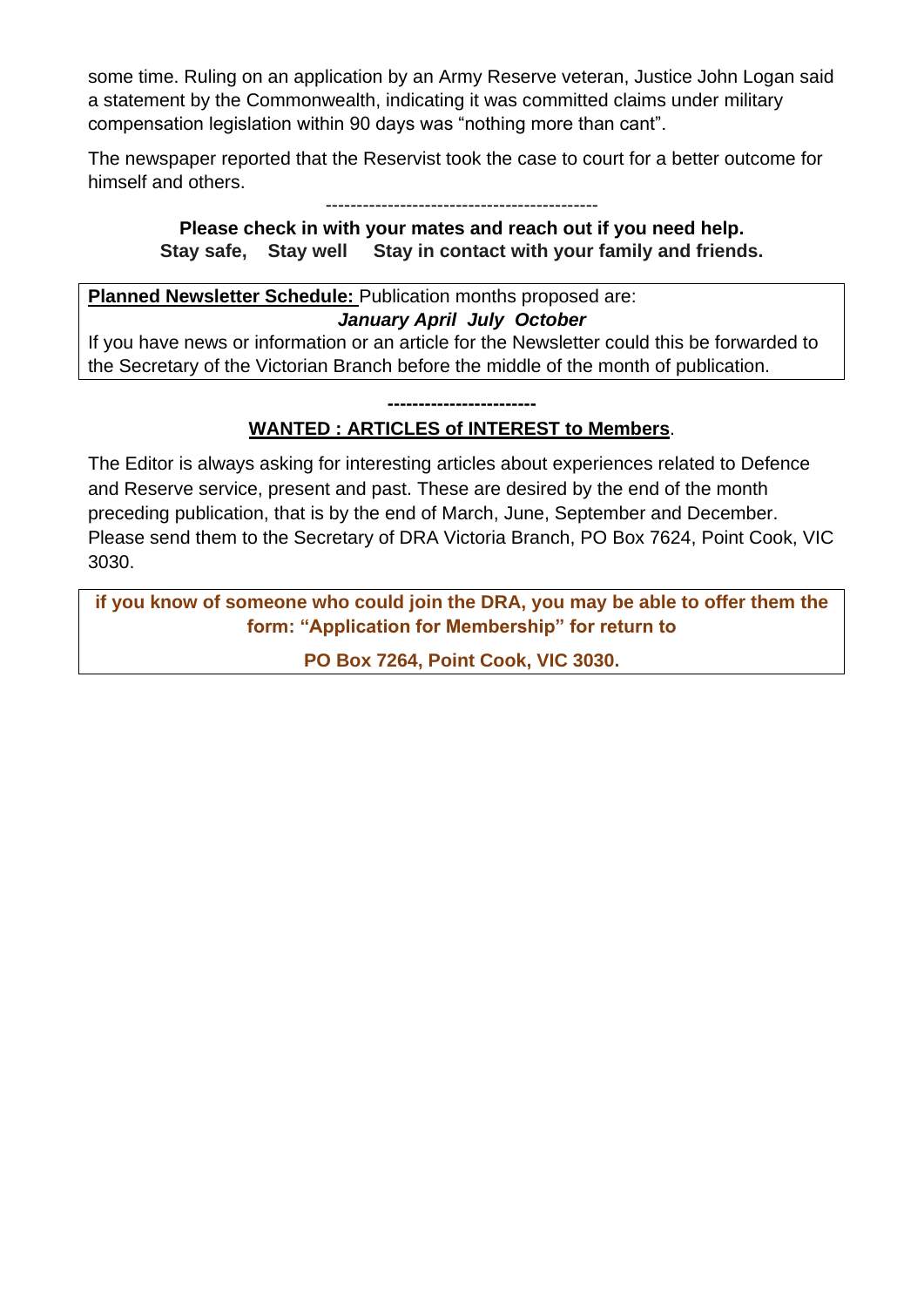some time. Ruling on an application by an Army Reserve veteran, Justice John Logan said a statement by the Commonwealth, indicating it was committed claims under military compensation legislation within 90 days was “nothing more than cant”.

The newspaper reported that the Reservist took the case to court for a better outcome for himself and others.

--------------------------------------------

**Please check in with your mates and reach out if you need help.**
**Stay safe, Stay well Stay in contact with your family and friends.**

**Planned Newsletter Schedule:** Publication months proposed are:
***January April July October***
If you have news or information or an article for the Newsletter could this be forwarded to the Secretary of the Victorian Branch before the middle of the month of publication.

------------------------

**WANTED : ARTICLES of INTEREST to Members**.

The Editor is always asking for interesting articles about experiences related to Defence and Reserve service, present and past. These are desired by the end of the month preceding publication, that is by the end of March, June, September and December. Please send them to the Secretary of DRA Victoria Branch, PO Box 7624, Point Cook, VIC 3030.

**if you know of someone who could join the DRA, you may be able to offer them the form: “Application for Membership” for return to**

**PO Box 7264, Point Cook, VIC 3030.**